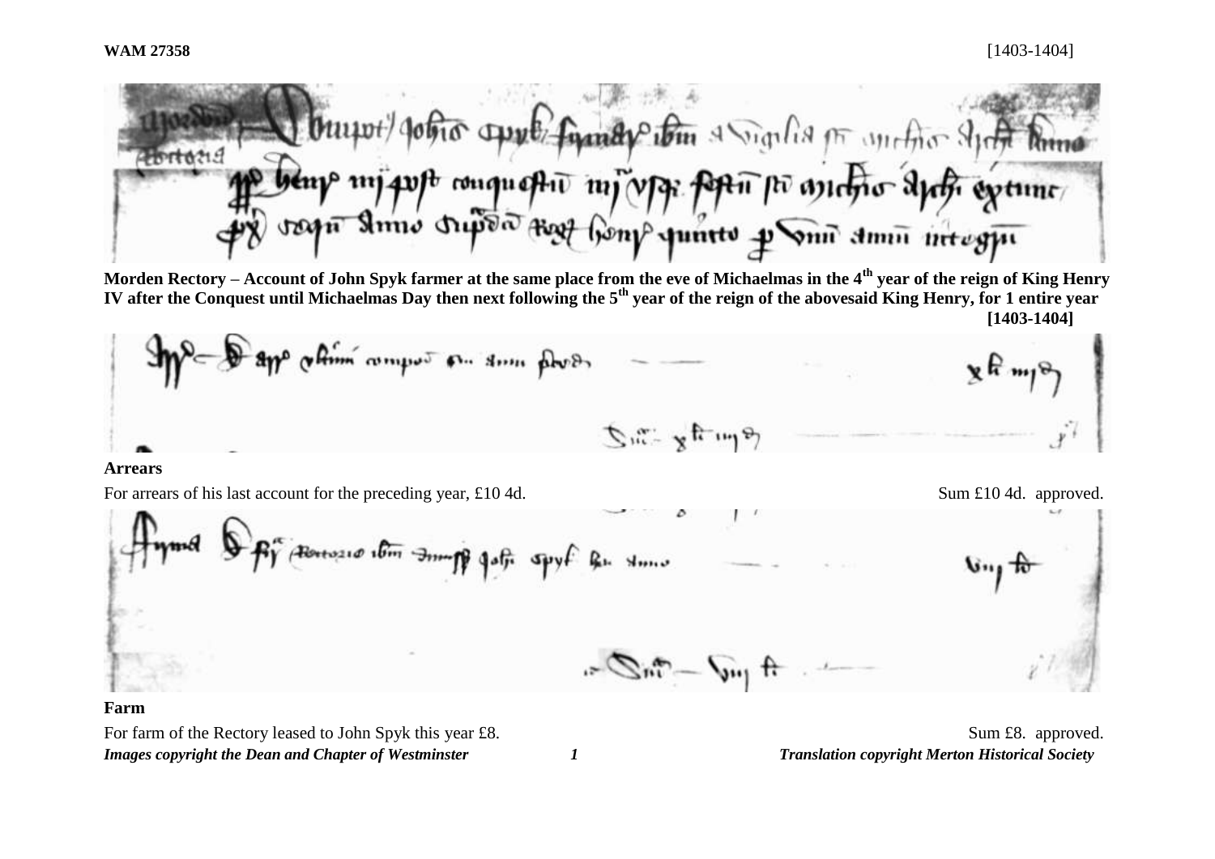**WAM 27358** [1403-1404]

**Morden Rectory – Account of John Spyk farmer at the same place from the eve of Michaelmas in the 4th year of the reign of King Henry IV after the Conquest until Michaelmas Day then next following the 5th year of the reign of the abovesaid King Henry, for 1 entire year [1403-1404]**

**Arrears**

For arrears of his last account for the preceding year, £10 4d. Sum £10 4d. approved.

**Farm**

For farm of the Rectory leased to John Spyk this year £8. Sum £8. approved.

*Images copyright the Dean and Chapter of Westminster* *Translation copyright Merton Historical Society*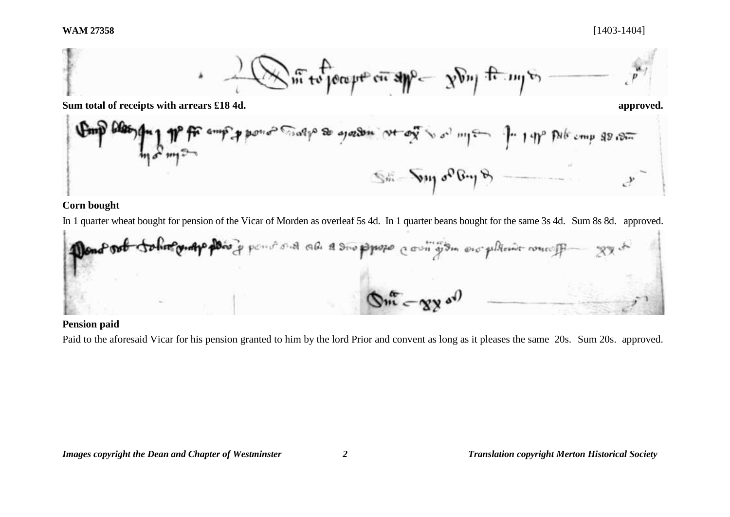**Sum total of receipts with arrears £18 4d.** **approved.**

**Corn bought**

In 1 quarter wheat bought for pension of the Vicar of Morden as overleaf 5s 4d. In 1 quarter beans bought for the same 3s 4d. Sum 8s 8d. approved.

**Pension paid**

Paid to the aforesaid Vicar for his pension granted to him by the lord Prior and convent as long as it pleases the same 20s. Sum 20s. approved.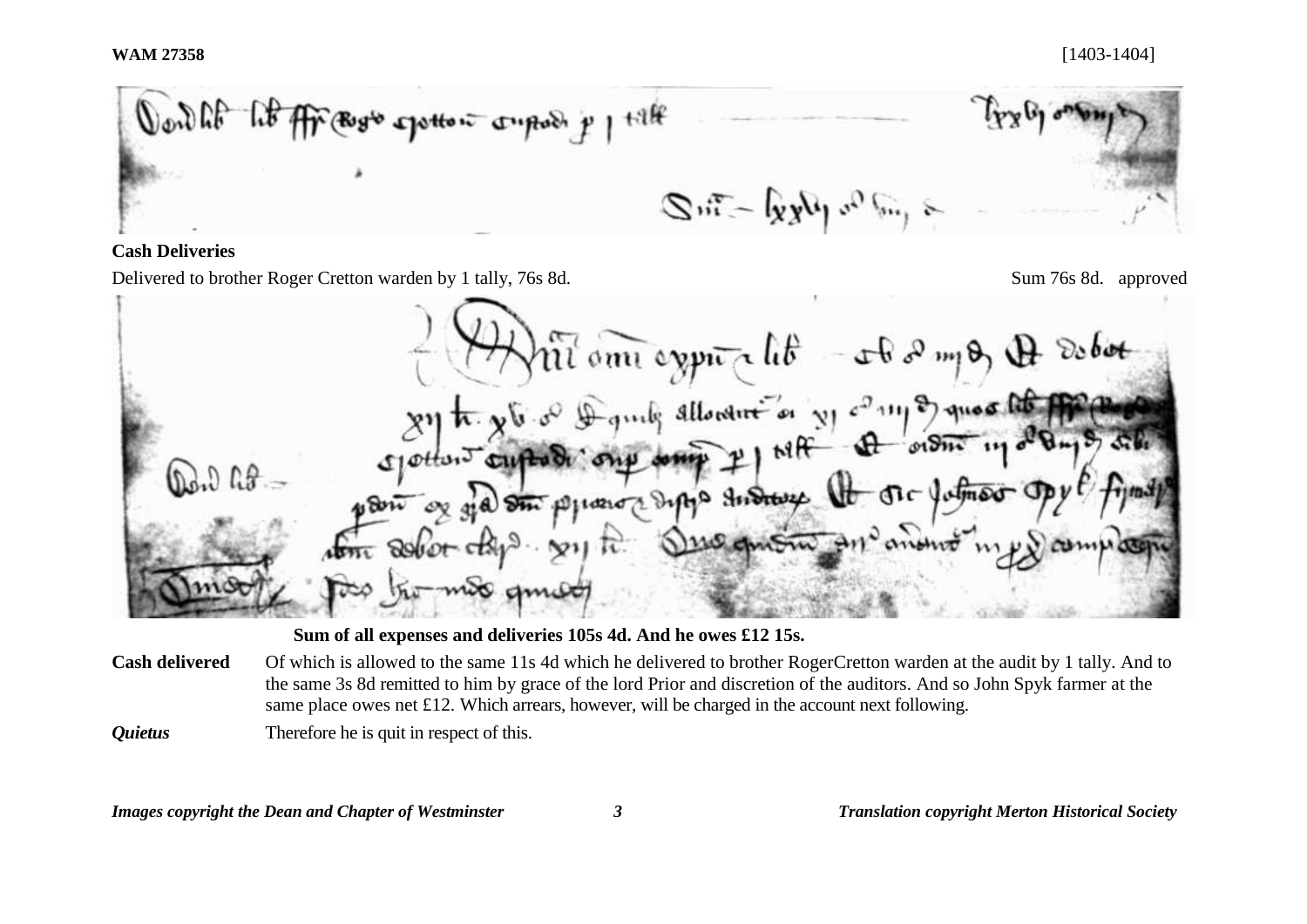**Cash Deliveries**

Delivered to brother Roger Cretton warden by 1 tally, 76s 8d. Sum 76s 8d. approved

**Sum of all expenses and deliveries 105s 4d. And he owes £12 15s.**

**Cash delivered** Of which is allowed to the same 11s 4d which he delivered to brother RogerCretton warden at the audit by 1 tally. And to the same 3s 8d remitted to him by grace of the lord Prior and discretion of the auditors. And so John Spyk farmer at the same place owes net £12. Which arrears, however, will be charged in the account next following.

***Quietus*** Therefore he is quit in respect of this.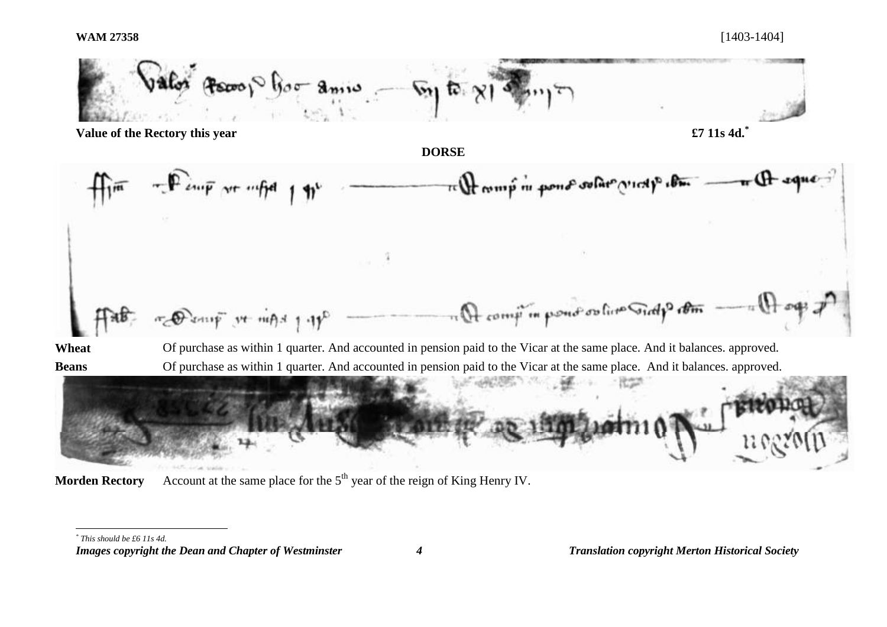**WAM 27358** [1403-1404]

| | |
|---|---|
| **Value of the Rectory this year** | **£7 11s 4d.**[*] |

**DORSE**

| | |
|---|---|
| **Wheat** | Of purchase as within 1 quarter. And accounted in pension paid to the Vicar at the same place. And it balances. approved. |
| **Beans** | Of purchase as within 1 quarter. And accounted in pension paid to the Vicar at the same place. And it balances. approved. |

| | |
|---|---|
| **Morden Rectory** | Account at the same place for the 5th year of the reign of King Henry IV. |

[*] *This should be £6 11s 4d.*

*Images copyright the Dean and Chapter of Westminster* *Translation copyright Merton Historical Society*